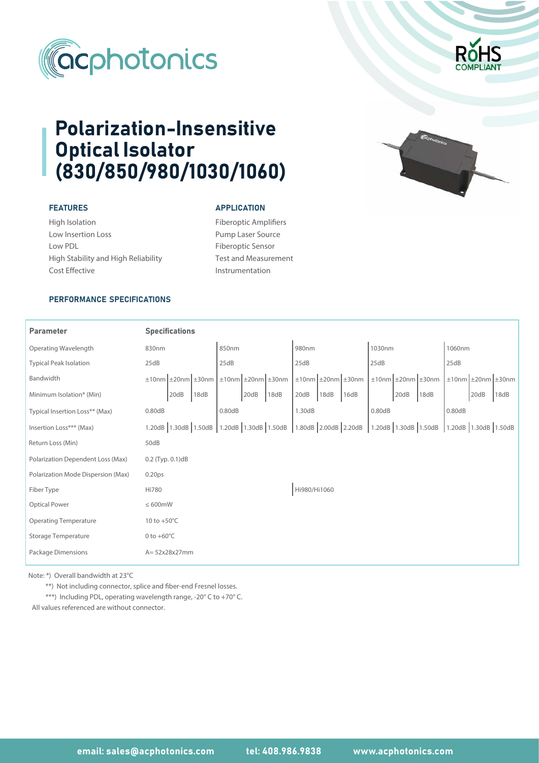# Polarization-Insensitive Optical Isolator (830/850/980/1030/1060)

### FEATURES

- High Isolation
- Low Insertion Loss
- Low PDL
- High Stability and High Reliability
- Cost Effective

### APPLICATION

- Fiberoptic Amplifiers
- Pump Laser Source
- Fiberoptic Sensor
- Test and Measurement
- Instrumentation

### PERFORMANCE SPECIFICATIONS

| Parameter | Specifications | | | | | | | | | | | | | | |
|---|---|---|---|---|---|---|---|---|---|---|---|---|---|---|---|
| Operating Wavelength | 830nm | | | 850nm | | | 980nm | | | 1030nm | | | 1060nm | | |
| Typical Peak Isolation | 25dB | | | 25dB | | | 25dB | | | 25dB | | | 25dB | | |
| Bandwidth | ±10nm | ±20nm | ±30nm | ±10nm | ±20nm | ±30nm | ±10nm | ±20nm | ±30nm | ±10nm | ±20nm | ±30nm | ±10nm | ±20nm | ±30nm |
| Minimum Isolation* (Min) | | 20dB | 18dB | | 20dB | 18dB | 20dB | 18dB | 16dB | | 20dB | 18dB | | 20dB | 18dB |
| Typical Insertion Loss** (Max) | 0.80dB | | | 0.80dB | | | 1.30dB | | | 0.80dB | | | 0.80dB | | |
| Insertion Loss*** (Max) | 1.20dB | 1.30dB | 1.50dB | 1.20dB | 1.30dB | 1.50dB | 1.80dB | 2.00dB | 2.20dB | 1.20dB | 1.30dB | 1.50dB | 1.20dB | 1.30dB | 1.50dB |
| Return Loss (Min) | 50dB | | | | | | | | | | | | | | |
| Polarization Dependent Loss (Max) | 0.2 (Typ. 0.1)dB | | | | | | | | | | | | | | |
| Polarization Mode Dispersion (Max) | 0.20ps | | | | | | | | | | | | | | |
| Fiber Type | Hi780 | | | | | | Hi980/Hi1060 | | | | | | | | |
| Optical Power | ≤ 600mW | | | | | | | | | | | | | | |
| Operating Temperature | 10 to +50°C | | | | | | | | | | | | | | |
| Storage Temperature | 0 to +60°C | | | | | | | | | | | | | | |
| Package Dimensions | A= 52x28x27mm | | | | | | | | | | | | | | |

Note: *) Overall bandwidth at 23°C

**) Not including connector, splice and fiber-end Fresnel losses.

***) Including PDL, operating wavelength range, -20° C to +70° C.

All values referenced are without connector.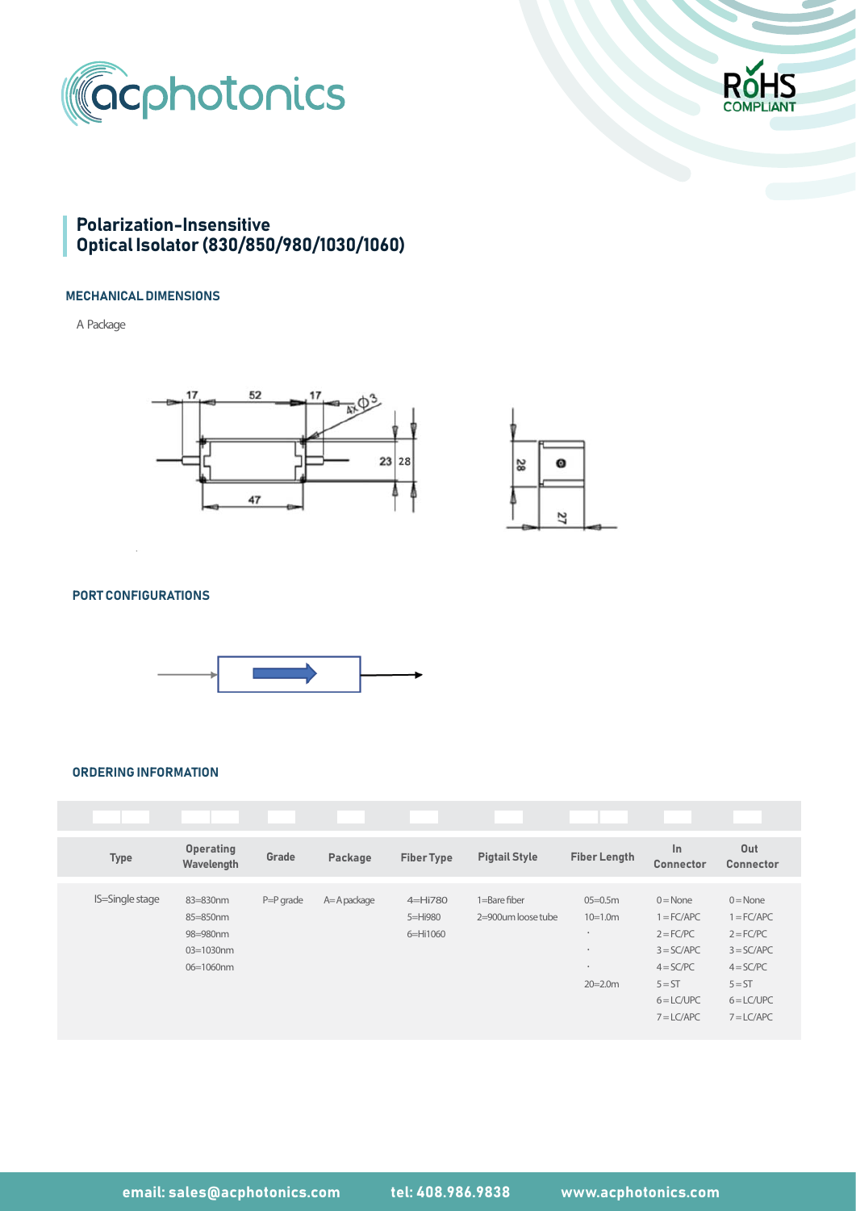## Polarization-Insensitive Optical Isolator (830/850/980/1030/1060)

### MECHANICAL DIMENSIONS

A Package

17
52
17
4X Φ3
23
28
47

28
27

### PORT CONFIGURATIONS

### ORDERING INFORMATION

| Type | Operating Wavelength | Grade | Package | Fiber Type | Pigtail Style | Fiber Length | In Connector | Out Connector |
|---|---|---|---|---|---|---|---|---|
| IS=Single stage | 83=830nm<br>85=850nm<br>98=980nm<br>03=1030nm<br>06=1060nm | P=P grade | A=A package | 4=Hi780<br>5=Hi980<br>6=Hi1060 | 1=Bare fiber<br>2=900um loose tube | 05=0.5m<br>10=1.0m<br>·<br>·<br>·<br>20=2.0m | 0=None<br>1=FC/APC<br>2=FC/PC<br>3=SC/APC<br>4=SC/PC<br>5=ST<br>6=LC/UPC<br>7=LC/APC | 0=None<br>1=FC/APC<br>2=FC/PC<br>3=SC/APC<br>4=SC/PC<br>5=ST<br>6=LC/UPC<br>7=LC/APC |